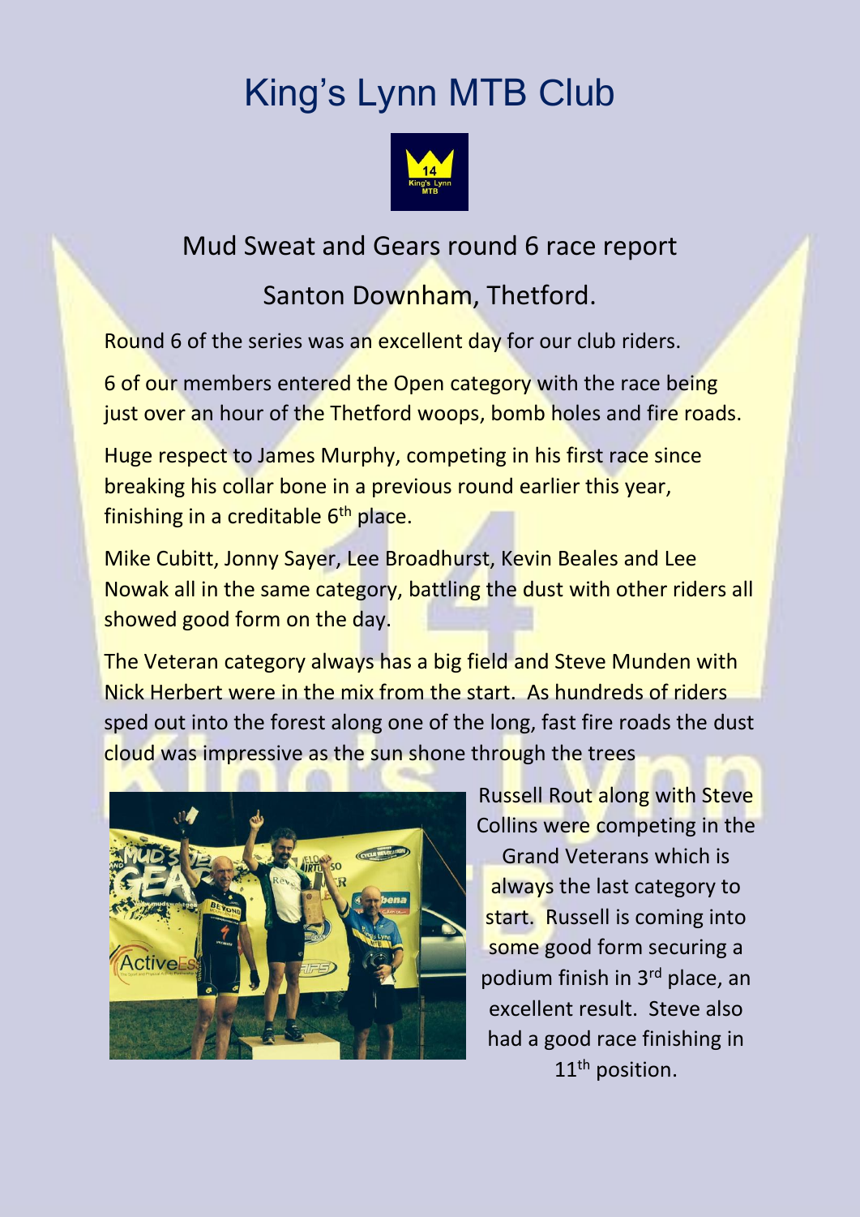# King's Lynn MTB Club

## Mud Sweat and Gears round 6 race report

## Santon Downham, Thetford.

Round 6 of the series was an excellent day for our club riders.

6 of our members entered the Open category with the race being just over an hour of the Thetford woops, bomb holes and fire roads.

Huge respect to James Murphy, competing in his first race since breaking his collar bone in a previous round earlier this year, finishing in a creditable 6th place.

Mike Cubitt, Jonny Sayer, Lee Broadhurst, Kevin Beales and Lee Nowak all in the same category, battling the dust with other riders all showed good form on the day.

The Veteran category always has a big field and Steve Munden with Nick Herbert were in the mix from the start. As hundreds of riders sped out into the forest along one of the long, fast fire roads the dust cloud was impressive as the sun shone through the trees

Russell Rout along with Steve Collins were competing in the Grand Veterans which is always the last category to start. Russell is coming into some good form securing a podium finish in 3rd place, an excellent result. Steve also had a good race finishing in 11th position.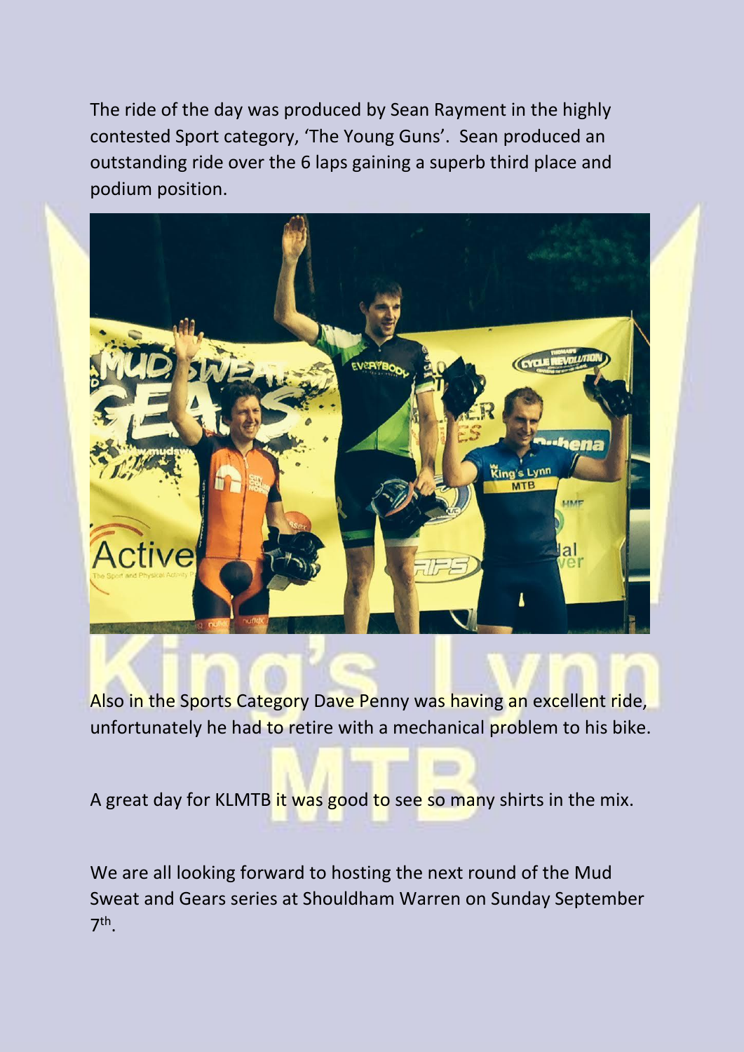The ride of the day was produced by Sean Rayment in the highly contested Sport category, 'The Young Guns'. Sean produced an outstanding ride over the 6 laps gaining a superb third place and podium position.

Also in the Sports Category Dave Penny was having an excellent ride, unfortunately he had to retire with a mechanical problem to his bike.

A great day for KLMTB it was good to see so many shirts in the mix.

We are all looking forward to hosting the next round of the Mud Sweat and Gears series at Shouldham Warren on Sunday September 7th.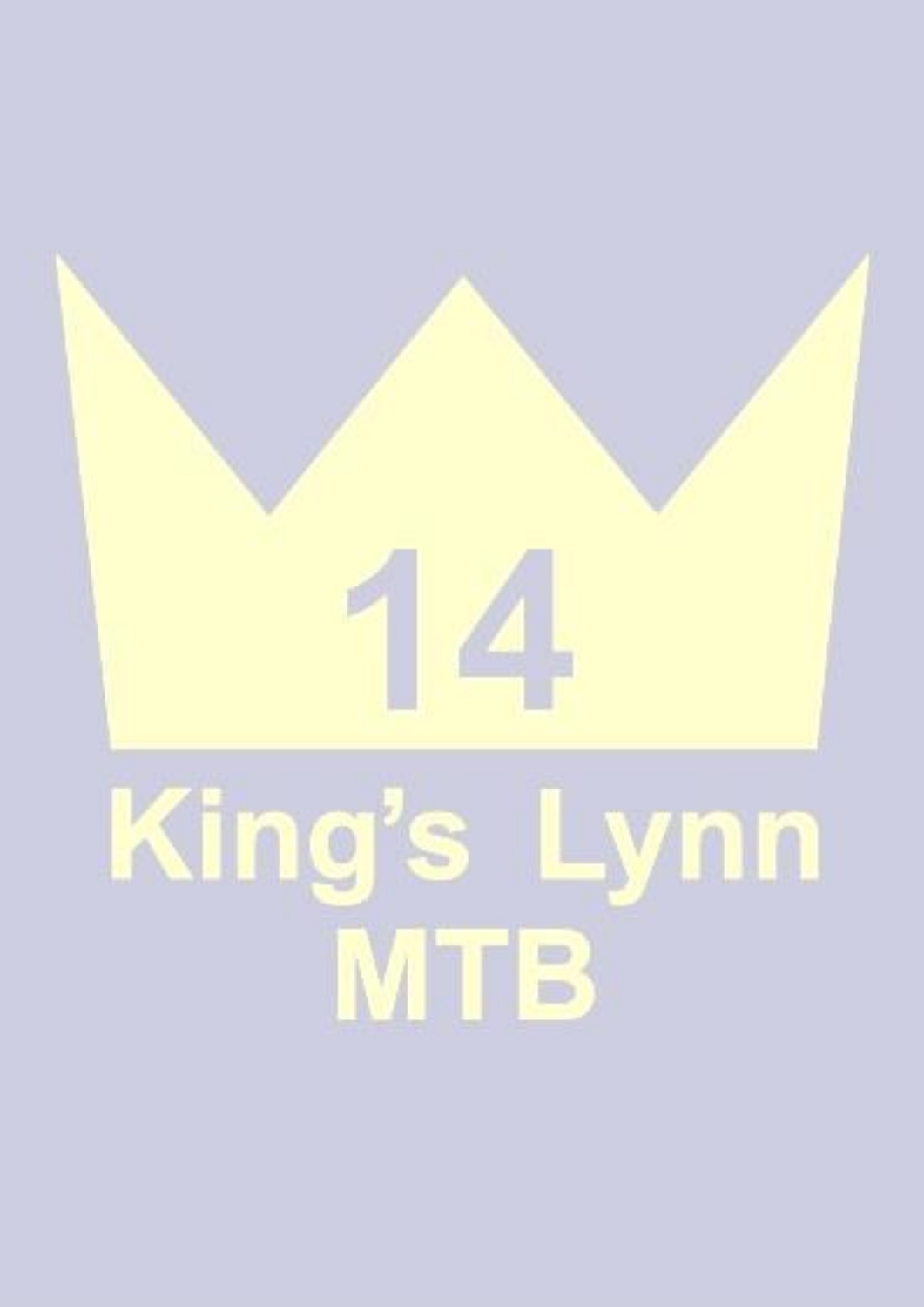14

King's Lynn
MTB